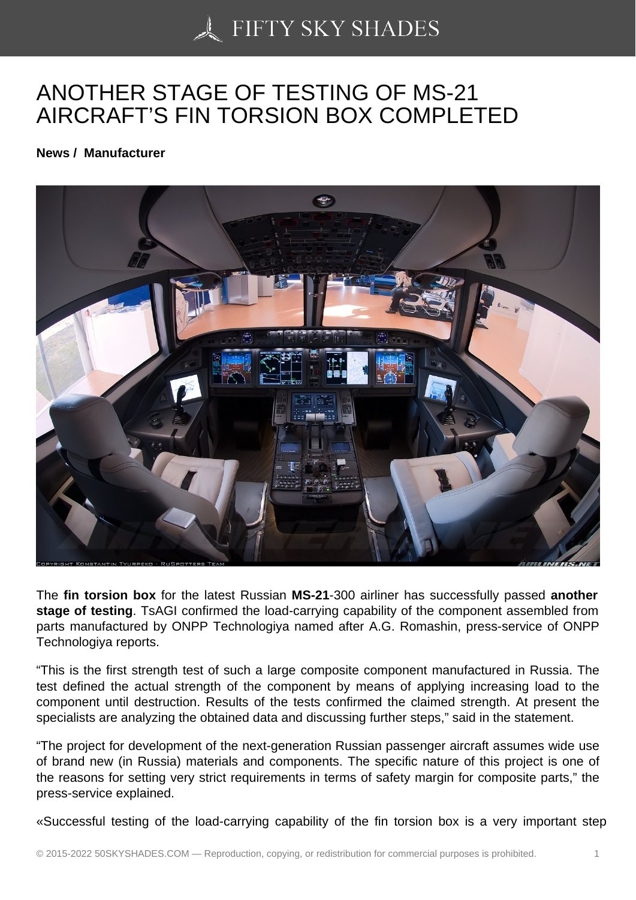# ANOTHER STAGE OF TESTING OF MS-21 AIRCRAFT'S FIN TORSION BOX COMPLETED

**News / Manufacturer**

The **fin torsion box** for the latest Russian **MS-21**-300 airliner has successfully passed **another stage of testing**. TsAGI confirmed the load-carrying capability of the component assembled from parts manufactured by ONPP Technologiya named after A.G. Romashin, press-service of ONPP Technologiya reports.

"This is the first strength test of such a large composite component manufactured in Russia. The test defined the actual strength of the component by means of applying increasing load to the component until destruction. Results of the tests confirmed the claimed strength. At present the specialists are analyzing the obtained data and discussing further steps," said in the statement.

"The project for development of the next-generation Russian passenger aircraft assumes wide use of brand new (in Russia) materials and components. The specific nature of this project is one of the reasons for setting very strict requirements in terms of safety margin for composite parts," the press-service explained.

«Successful testing of the load-carrying capability of the fin torsion box is a very important step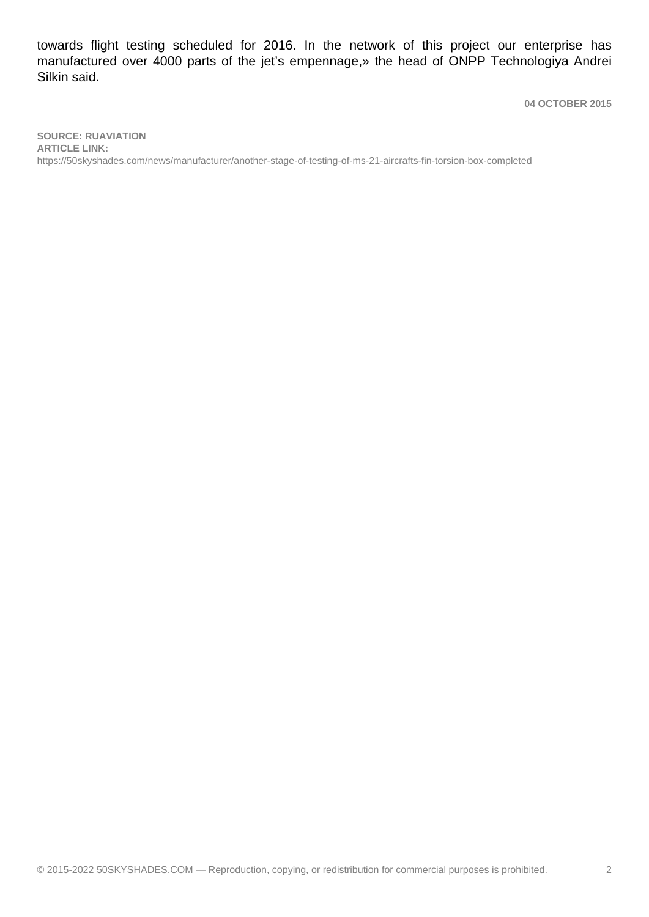towards flight testing scheduled for 2016. In the network of this project our enterprise has manufactured over 4000 parts of the jet’s empennage,» the head of ONPP Technologiya Andrei Silkin said.

**04 OCTOBER 2015**

**SOURCE: RUAVIATION**
**ARTICLE LINK:**
https://50skyshades.com/news/manufacturer/another-stage-of-testing-of-ms-21-aircrafts-fin-torsion-box-completed